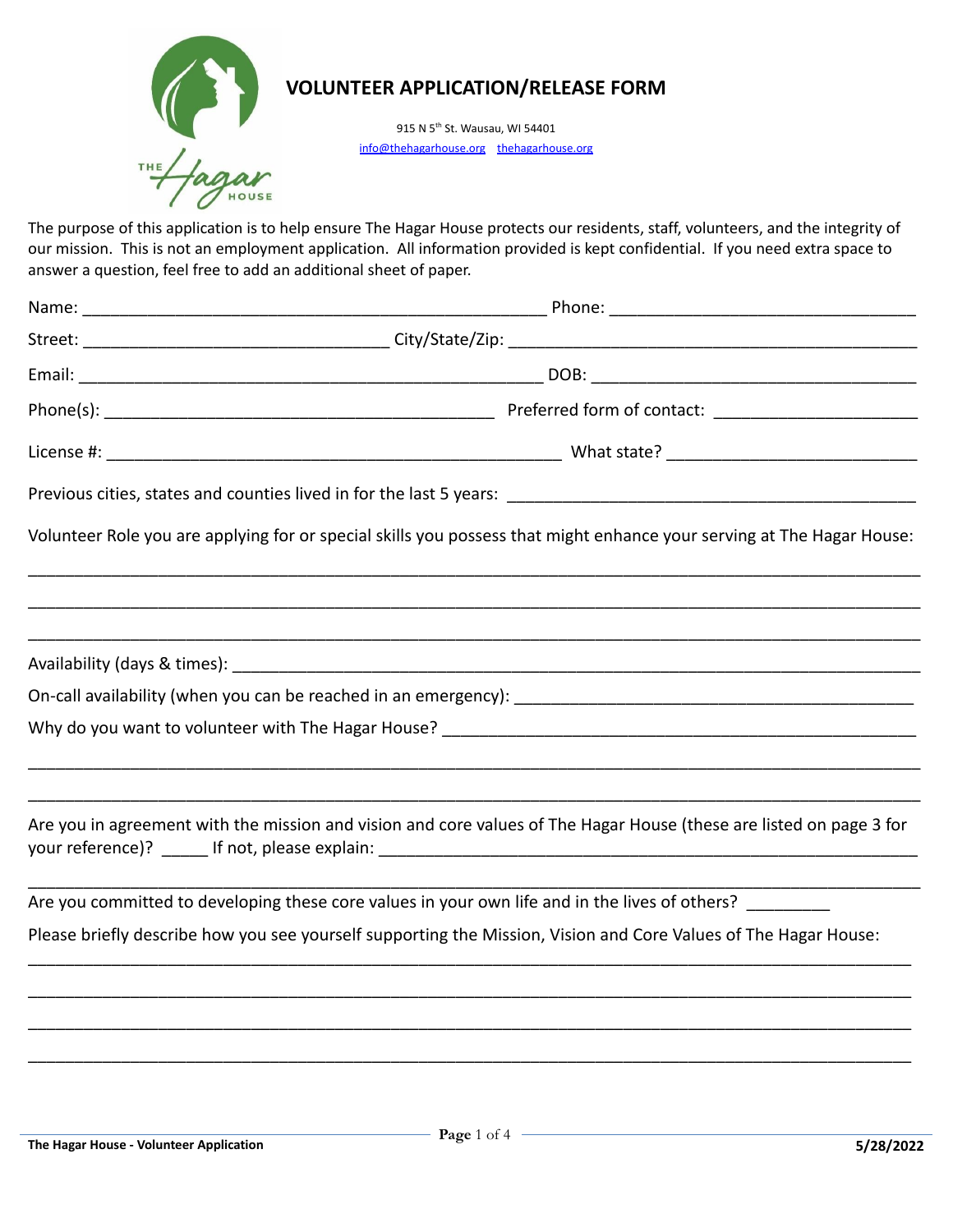# VOLUNTEER APPLICATION/RELEASE FORM

915 N 5th St. Wausau, WI 54401

info@thehagarhouse.org thehagarhouse.org

The purpose of this application is to help ensure The Hagar House protects our residents, staff, volunteers, and the integrity of our mission. This is not an employment application. All information provided is kept confidential. If you need extra space to answer a question, feel free to add an additional sheet of paper.

Name: ______________________________ Phone: ______________________________

Street: ______________________________ City/State/Zip: ______________________________

Email: ______________________________ DOB: ______________________________

Phone(s): ______________________________ Preferred form of contact: ______________________________

License #: ______________________________ What state? ______________________________

Previous cities, states and counties lived in for the last 5 years: ______________________________

Volunteer Role you are applying for or special skills you possess that might enhance your serving at The Hagar House:

______________________________________________________________________

______________________________________________________________________

______________________________________________________________________

Availability (days & times): ______________________________

On-call availability (when you can be reached in an emergency): ______________________________

Why do you want to volunteer with The Hagar House? ______________________________

______________________________________________________________________

______________________________________________________________________

Are you in agreement with the mission and vision and core values of The Hagar House (these are listed on page 3 for your reference)? _____ If not, please explain: ______________________________

______________________________________________________________________

Are you committed to developing these core values in your own life and in the lives of others? _________

Please briefly describe how you see yourself supporting the Mission, Vision and Core Values of The Hagar House:

______________________________________________________________________

______________________________________________________________________

______________________________________________________________________

______________________________________________________________________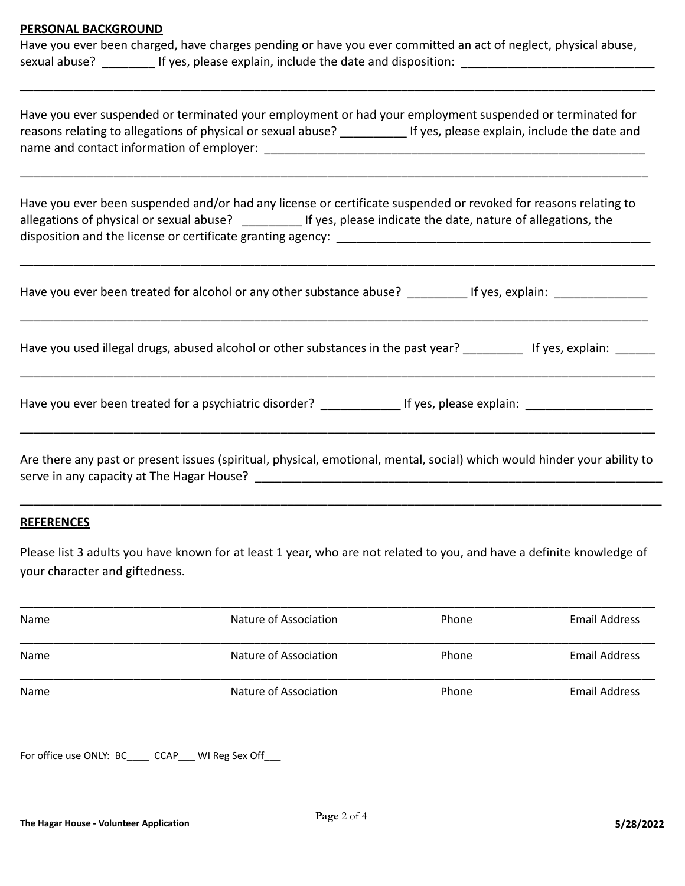## PERSONAL BACKGROUND

Have you ever been charged, have charges pending or have you ever committed an act of neglect, physical abuse, sexual abuse? ________ If yes, please explain, include the date and disposition: ____________________________

______________________________________________________________________________________________

Have you ever suspended or terminated your employment or had your employment suspended or terminated for reasons relating to allegations of physical or sexual abuse? __________ If yes, please explain, include the date and name and contact information of employer: ___________________________________________________________

______________________________________________________________________________________________

Have you ever been suspended and/or had any license or certificate suspended or revoked for reasons relating to allegations of physical or sexual abuse? _________ If yes, please indicate the date, nature of allegations, the disposition and the license or certificate granting agency: _________________________________________________

______________________________________________________________________________________________

Have you ever been treated for alcohol or any other substance abuse? _________ If yes, explain: ______________

______________________________________________________________________________________________

Have you used illegal drugs, abused alcohol or other substances in the past year? _________ If yes, explain: ______

______________________________________________________________________________________________

Have you ever been treated for a psychiatric disorder? ____________ If yes, please explain: ___________________

______________________________________________________________________________________________

Are there any past or present issues (spiritual, physical, emotional, mental, social) which would hinder your ability to serve in any capacity at The Hagar House? _______________________________________________________________

______________________________________________________________________________________________

## REFERENCES

Please list 3 adults you have known for at least 1 year, who are not related to you, and have a definite knowledge of your character and giftedness.

| Name | Nature of Association | Phone | Email Address |
|---|---|---|---|
| Name | Nature of Association | Phone | Email Address |
| Name | Nature of Association | Phone | Email Address |

For office use ONLY: BC____ CCAP___ WI Reg Sex Off___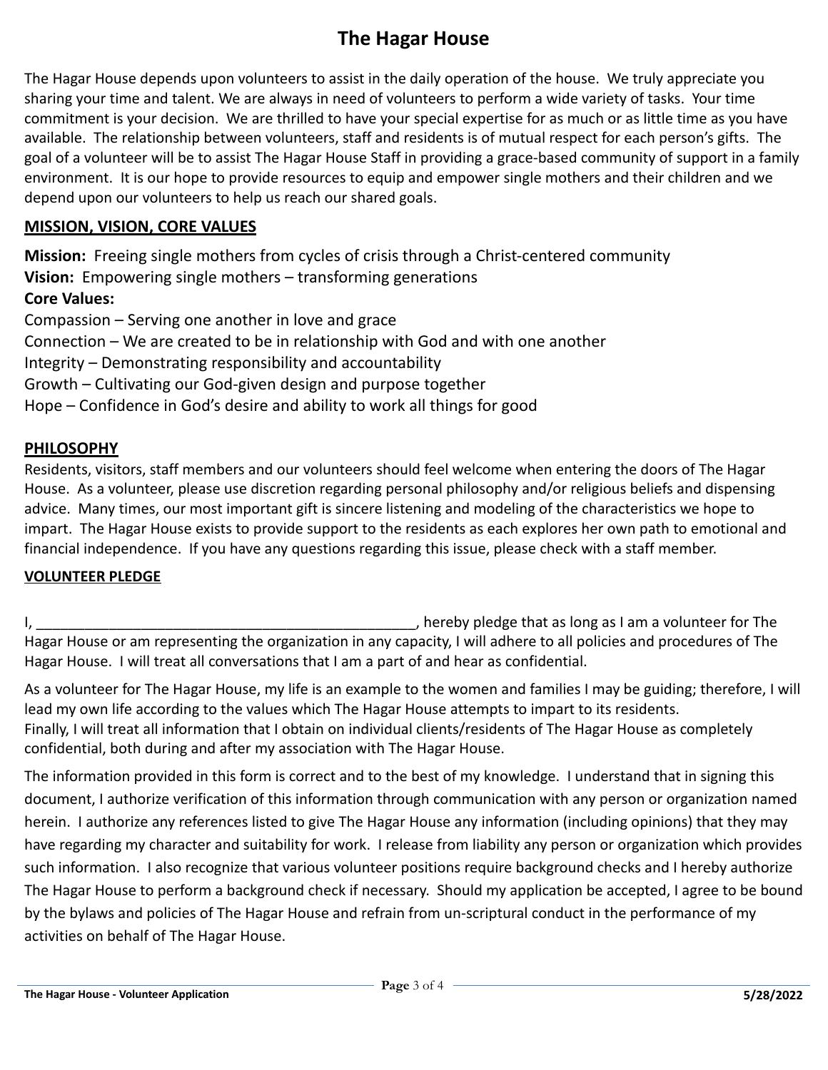# The Hagar House

The Hagar House depends upon volunteers to assist in the daily operation of the house. We truly appreciate you sharing your time and talent. We are always in need of volunteers to perform a wide variety of tasks. Your time commitment is your decision. We are thrilled to have your special expertise for as much or as little time as you have available. The relationship between volunteers, staff and residents is of mutual respect for each person's gifts. The goal of a volunteer will be to assist The Hagar House Staff in providing a grace-based community of support in a family environment. It is our hope to provide resources to equip and empower single mothers and their children and we depend upon our volunteers to help us reach our shared goals.

## MISSION, VISION, CORE VALUES

**Mission:** Freeing single mothers from cycles of crisis through a Christ-centered community
**Vision:** Empowering single mothers – transforming generations
**Core Values:**
Compassion – Serving one another in love and grace
Connection – We are created to be in relationship with God and with one another
Integrity – Demonstrating responsibility and accountability
Growth – Cultivating our God-given design and purpose together
Hope – Confidence in God's desire and ability to work all things for good

## PHILOSOPHY

Residents, visitors, staff members and our volunteers should feel welcome when entering the doors of The Hagar House. As a volunteer, please use discretion regarding personal philosophy and/or religious beliefs and dispensing advice. Many times, our most important gift is sincere listening and modeling of the characteristics we hope to impart. The Hagar House exists to provide support to the residents as each explores her own path to emotional and financial independence. If you have any questions regarding this issue, please check with a staff member.

### VOLUNTEER PLEDGE

I, _________________________________________________, hereby pledge that as long as I am a volunteer for The Hagar House or am representing the organization in any capacity, I will adhere to all policies and procedures of The Hagar House. I will treat all conversations that I am a part of and hear as confidential.

As a volunteer for The Hagar House, my life is an example to the women and families I may be guiding; therefore, I will lead my own life according to the values which The Hagar House attempts to impart to its residents.
Finally, I will treat all information that I obtain on individual clients/residents of The Hagar House as completely confidential, both during and after my association with The Hagar House.

The information provided in this form is correct and to the best of my knowledge. I understand that in signing this document, I authorize verification of this information through communication with any person or organization named herein. I authorize any references listed to give The Hagar House any information (including opinions) that they may have regarding my character and suitability for work. I release from liability any person or organization which provides such information. I also recognize that various volunteer positions require background checks and I hereby authorize The Hagar House to perform a background check if necessary. Should my application be accepted, I agree to be bound by the bylaws and policies of The Hagar House and refrain from un-scriptural conduct in the performance of my activities on behalf of The Hagar House.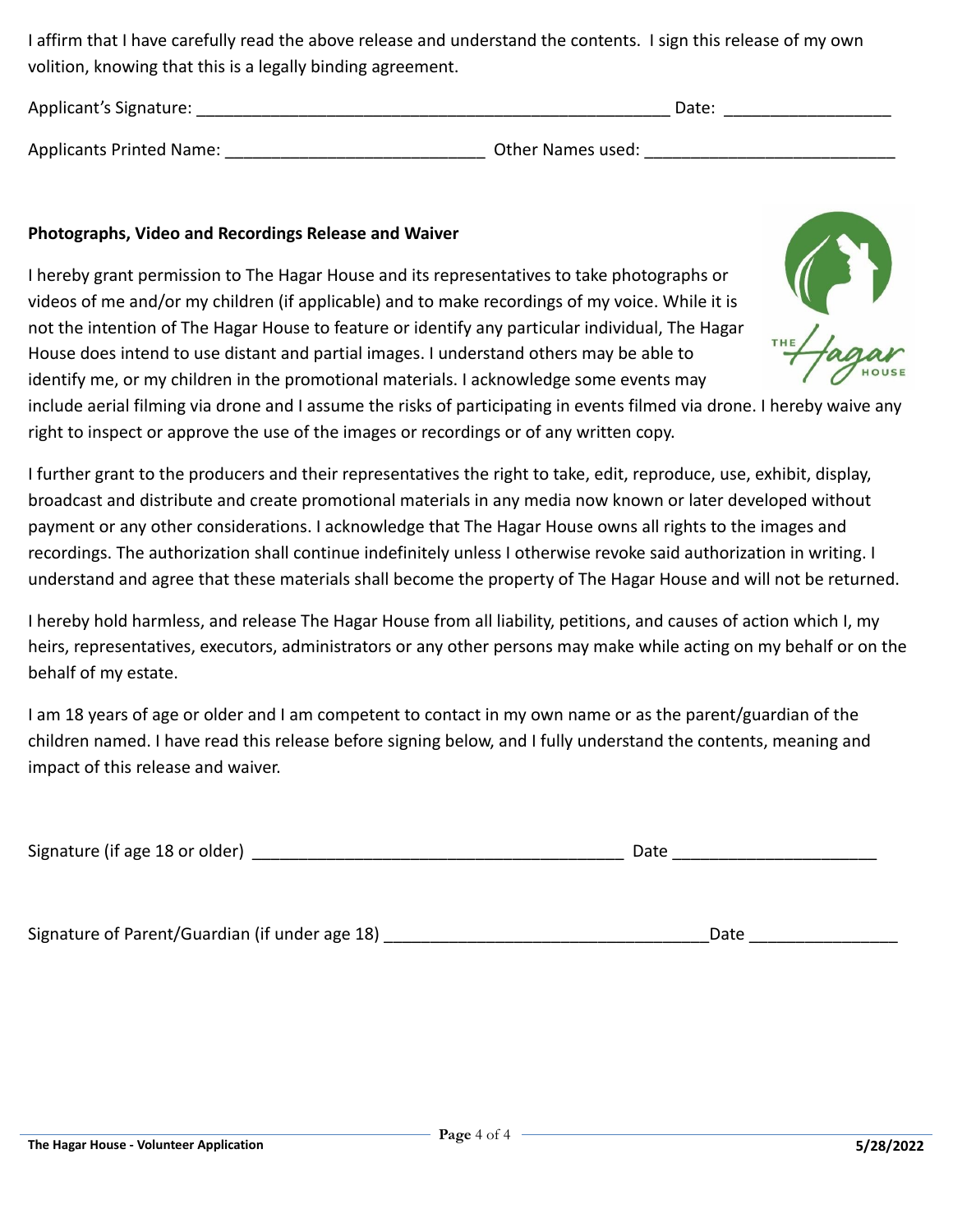I affirm that I have carefully read the above release and understand the contents. I sign this release of my own volition, knowing that this is a legally binding agreement.

Applicant's Signature: _____________________________________________________ Date: __________________

Applicants Printed Name: ___________________________ Other Names used: ___________________________

**Photographs, Video and Recordings Release and Waiver**

I hereby grant permission to The Hagar House and its representatives to take photographs or videos of me and/or my children (if applicable) and to make recordings of my voice. While it is not the intention of The Hagar House to feature or identify any particular individual, The Hagar House does intend to use distant and partial images. I understand others may be able to identify me, or my children in the promotional materials. I acknowledge some events may include aerial filming via drone and I assume the risks of participating in events filmed via drone. I hereby waive any right to inspect or approve the use of the images or recordings or of any written copy.

I further grant to the producers and their representatives the right to take, edit, reproduce, use, exhibit, display, broadcast and distribute and create promotional materials in any media now known or later developed without payment or any other considerations. I acknowledge that The Hagar House owns all rights to the images and recordings. The authorization shall continue indefinitely unless I otherwise revoke said authorization in writing. I understand and agree that these materials shall become the property of The Hagar House and will not be returned.

I hereby hold harmless, and release The Hagar House from all liability, petitions, and causes of action which I, my heirs, representatives, executors, administrators or any other persons may make while acting on my behalf or on the behalf of my estate.

I am 18 years of age or older and I am competent to contact in my own name or as the parent/guardian of the children named. I have read this release before signing below, and I fully understand the contents, meaning and impact of this release and waiver.

Signature (if age 18 or older) ________________________________________ Date _____________________

Signature of Parent/Guardian (if under age 18) __________________________________Date _______________